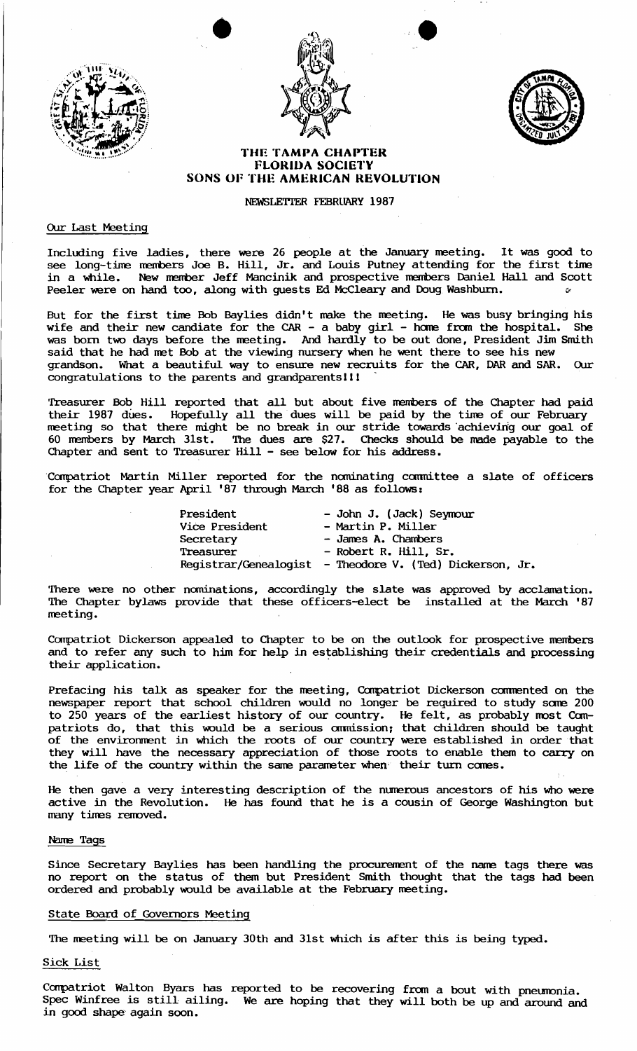# THE TAMPA CHAPTER
## FLORIDA SOCIETY
## SONS OF THE AMERICAN REVOLUTION

NEWSLETTER FEBRUARY 1987

### Our Last Meeting

Including five ladies, there were 26 people at the January meeting. It was good to see long-time members Joe B. Hill, Jr. and Louis Putney attending for the first time in a while. New member Jeff Mancinik and prospective members Daniel Hall and Scott Peeler were on hand too, along with guests Ed McCleary and Doug Washburn.

But for the first time Bob Baylies didn't make the meeting. He was busy bringing his wife and their new candiate for the CAR - a baby girl - home from the hospital. She was born two days before the meeting. And hardly to be out done, President Jim Smith said that he had met Bob at the viewing nursery when he went there to see his new grandson. What a beautiful way to ensure new recruits for the CAR, DAR and SAR. Our congratulations to the parents and grandparents!!!

Treasurer Bob Hill reported that all but about five members of the Chapter had paid their 1987 dues. Hopefully all the dues will be paid by the time of our February meeting so that there might be no break in our stride towards achieving our goal of 60 members by March 31st. The dues are $27. Checks should be made payable to the Chapter and sent to Treasurer Hill - see below for his address.

Compatriot Martin Miller reported for the nominating committee a slate of officers for the Chapter year April '87 through March '88 as follows:

| | |
|---|---|
| President | - John J. (Jack) Seymour |
| Vice President | - Martin P. Miller |
| Secretary | - James A. Chambers |
| Treasurer | - Robert R. Hill, Sr. |
| Registrar/Genealogist | - Theodore V. (Ted) Dickerson, Jr. |

There were no other nominations, accordingly the slate was approved by acclamation. The Chapter bylaws provide that these officers-elect be installed at the March '87 meeting.

Compatriot Dickerson appealed to Chapter to be on the outlook for prospective members and to refer any such to him for help in establishing their credentials and processing their application.

Prefacing his talk as speaker for the meeting, Compatriot Dickerson commented on the newspaper report that school children would no longer be required to study some 200 to 250 years of the earliest history of our country. He felt, as probably most Compatriots do, that this would be a serious ommission; that children should be taught of the environment in which the roots of our country were established in order that they will have the necessary appreciation of those roots to enable them to carry on the life of the country within the same parameter when their turn comes.

He then gave a very interesting description of the numerous ancestors of his who were active in the Revolution. He has found that he is a cousin of George Washington but many times removed.

### Name Tags

Since Secretary Baylies has been handling the procurement of the name tags there was no report on the status of them but President Smith thought that the tags had been ordered and probably would be available at the February meeting.

### State Board of Governors Meeting

The meeting will be on January 30th and 31st which is after this is being typed.

### Sick List

Compatriot Walton Byars has reported to be recovering from a bout with pneumonia. Spec Winfree is still ailing. We are hoping that they will both be up and around and in good shape again soon.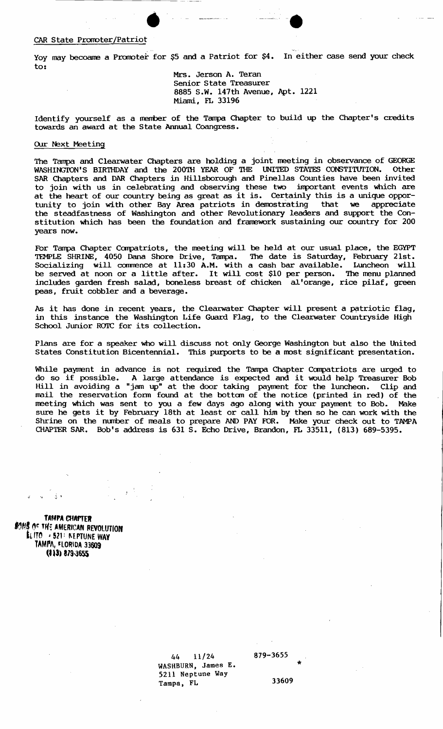CAR State Promoter/Patriot

Yoy may becoame a Promoter for $5 and a Patriot for $4. In either case send your check to:

Mrs. Jerson A. Teran
Senior State Treasurer
8885 S.W. 147th Avenue, Apt. 1221
Miami, FL 33196

Identify yourself as a member of the Tampa Chapter to build up the Chapter's credits towards an award at the State Annual Coangress.

Our Next Meeting

The Tampa and Clearwater Chapters are holding a joint meeting in observance of GEORGE WASHINGTON'S BIRTHDAY and the 200TH YEAR OF THE UNITED STATES CONSTITUTION. Other SAR Chapters and DAR Chapters in Hillsborough and Pinellas Counties have been invited to join with us in celebrating and observing these two important events which are at the heart of our country being as great as it is. Certainly this is a unique opportunity to join with other Bay Area patriots in demostrating that we appreciate the steadfastness of Washington and other Revolutionary leaders and support the Constitution which has been the foundation and framework sustaining our country for 200 years now.

For Tampa Chapter Compatriots, the meeting will be held at our usual place, the EGYPT TEMPLE SHRINE, 4050 Dana Shore Drive, Tampa. The date is Saturday, February 21st. Socializing will commence at 11:30 A.M. with a cash bar available. Luncheon will be served at noon or a little after. It will cost $10 per person. The menu planned includes garden fresh salad, boneless breast of chicken al'orange, rice pilaf, green peas, fruit cobbler and a beverage.

As it has done in recent years, the Clearwater Chapter will present a patriotic flag, in this instance the Washington Life Guard Flag, to the Clearwater Countryside High School Junior ROTC for its collection.

Plans are for a speaker who will discuss not only George Washington but also the United States Constitution Bicentennial. This purports to be a most significant presentation.

While payment in advance is not required the Tampa Chapter Compatriots are urged to do so if possible. A large attendance is expected and it would help Treasurer Bob Hill in avoiding a "jam up" at the door taking payment for the luncheon. Clip and mail the reservation form found at the bottom of the notice (printed in red) of the meeting which was sent to you a few days ago along with your payment to Bob. Make sure he gets it by February 18th at least or call him by then so he can work with the Shrine on the number of meals to prepare AND PAY FOR. Make your check out to TAMPA CHAPTER SAR. Bob's address is 631 S. Echo Drive, Brandon, FL 33511, (813) 689-5395.

**TAMPA CHAPTER**
**SONS OF THE AMERICAN REVOLUTION**
**ELITO • 5211 NEPTUNE WAY**
**TAMPA, FLORIDA 33609**
**(813) 879-3655**

44 11/24 879-3655
WASHBURN, James E. *
5211 Neptune Way
Tampa, FL 33609